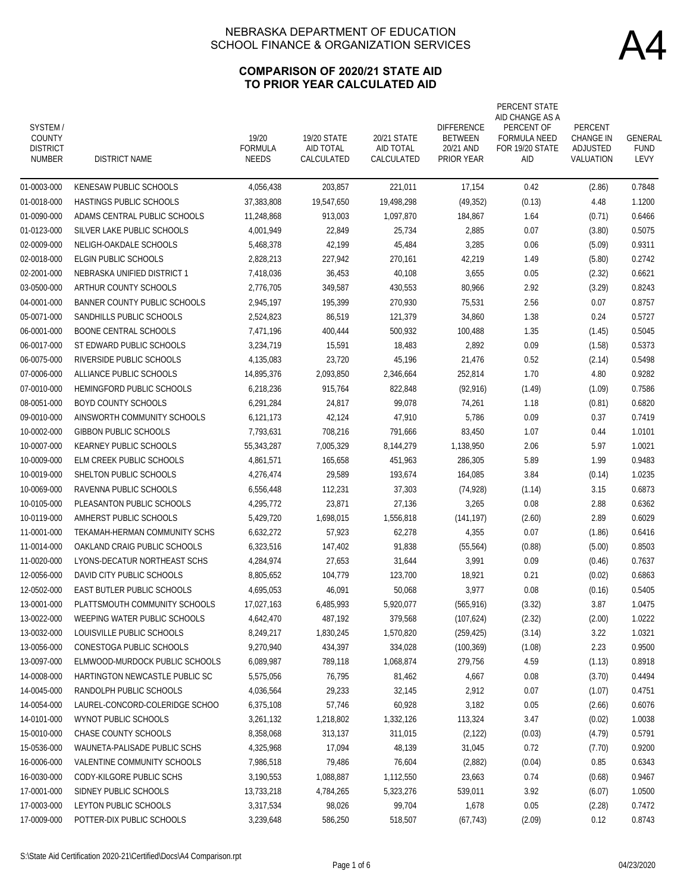# NEBRASKA DEPARTMENT OF EDUCATION
## SCHOOL FINANCE & ORGANIZATION SERVICES

A4

### COMPARISON OF 2020/21 STATE AID TO PRIOR YEAR CALCULATED AID

| SYSTEM / COUNTY DISTRICT NUMBER | DISTRICT NAME | 19/20 FORMULA NEEDS | 19/20 STATE AID TOTAL CALCULATED | 20/21 STATE AID TOTAL CALCULATED | DIFFERENCE BETWEEN 20/21 AND PRIOR YEAR | PERCENT STATE AID CHANGE AS A PERCENT OF FORMULA NEED FOR 19/20 STATE AID | PERCENT CHANGE IN ADJUSTED VALUATION | GENERAL FUND LEVY |
|---|---|---|---|---|---|---|---|---|
| 01-0003-000 | KENESAW PUBLIC SCHOOLS | 4,056,438 | 203,857 | 221,011 | 17,154 | 0.42 | (2.86) | 0.7848 |
| 01-0018-000 | HASTINGS PUBLIC SCHOOLS | 37,383,808 | 19,547,650 | 19,498,298 | (49,352) | (0.13) | 4.48 | 1.1200 |
| 01-0090-000 | ADAMS CENTRAL PUBLIC SCHOOLS | 11,248,868 | 913,003 | 1,097,870 | 184,867 | 1.64 | (0.71) | 0.6466 |
| 01-0123-000 | SILVER LAKE PUBLIC SCHOOLS | 4,001,949 | 22,849 | 25,734 | 2,885 | 0.07 | (3.80) | 0.5075 |
| 02-0009-000 | NELIGH-OAKDALE SCHOOLS | 5,468,378 | 42,199 | 45,484 | 3,285 | 0.06 | (5.09) | 0.9311 |
| 02-0018-000 | ELGIN PUBLIC SCHOOLS | 2,828,213 | 227,942 | 270,161 | 42,219 | 1.49 | (5.80) | 0.2742 |
| 02-2001-000 | NEBRASKA UNIFIED DISTRICT 1 | 7,418,036 | 36,453 | 40,108 | 3,655 | 0.05 | (2.32) | 0.6621 |
| 03-0500-000 | ARTHUR COUNTY SCHOOLS | 2,776,705 | 349,587 | 430,553 | 80,966 | 2.92 | (3.29) | 0.8243 |
| 04-0001-000 | BANNER COUNTY PUBLIC SCHOOLS | 2,945,197 | 195,399 | 270,930 | 75,531 | 2.56 | 0.07 | 0.8757 |
| 05-0071-000 | SANDHILLS PUBLIC SCHOOLS | 2,524,823 | 86,519 | 121,379 | 34,860 | 1.38 | 0.24 | 0.5727 |
| 06-0001-000 | BOONE CENTRAL SCHOOLS | 7,471,196 | 400,444 | 500,932 | 100,488 | 1.35 | (1.45) | 0.5045 |
| 06-0017-000 | ST EDWARD PUBLIC SCHOOLS | 3,234,719 | 15,591 | 18,483 | 2,892 | 0.09 | (1.58) | 0.5373 |
| 06-0075-000 | RIVERSIDE PUBLIC SCHOOLS | 4,135,083 | 23,720 | 45,196 | 21,476 | 0.52 | (2.14) | 0.5498 |
| 07-0006-000 | ALLIANCE PUBLIC SCHOOLS | 14,895,376 | 2,093,850 | 2,346,664 | 252,814 | 1.70 | 4.80 | 0.9282 |
| 07-0010-000 | HEMINGFORD PUBLIC SCHOOLS | 6,218,236 | 915,764 | 822,848 | (92,916) | (1.49) | (1.09) | 0.7586 |
| 08-0051-000 | BOYD COUNTY SCHOOLS | 6,291,284 | 24,817 | 99,078 | 74,261 | 1.18 | (0.81) | 0.6820 |
| 09-0010-000 | AINSWORTH COMMUNITY SCHOOLS | 6,121,173 | 42,124 | 47,910 | 5,786 | 0.09 | 0.37 | 0.7419 |
| 10-0002-000 | GIBBON PUBLIC SCHOOLS | 7,793,631 | 708,216 | 791,666 | 83,450 | 1.07 | 0.44 | 1.0101 |
| 10-0007-000 | KEARNEY PUBLIC SCHOOLS | 55,343,287 | 7,005,329 | 8,144,279 | 1,138,950 | 2.06 | 5.97 | 1.0021 |
| 10-0009-000 | ELM CREEK PUBLIC SCHOOLS | 4,861,571 | 165,658 | 451,963 | 286,305 | 5.89 | 1.99 | 0.9483 |
| 10-0019-000 | SHELTON PUBLIC SCHOOLS | 4,276,474 | 29,589 | 193,674 | 164,085 | 3.84 | (0.14) | 1.0235 |
| 10-0069-000 | RAVENNA PUBLIC SCHOOLS | 6,556,448 | 112,231 | 37,303 | (74,928) | (1.14) | 3.15 | 0.6873 |
| 10-0105-000 | PLEASANTON PUBLIC SCHOOLS | 4,295,772 | 23,871 | 27,136 | 3,265 | 0.08 | 2.88 | 0.6362 |
| 10-0119-000 | AMHERST PUBLIC SCHOOLS | 5,429,720 | 1,698,015 | 1,556,818 | (141,197) | (2.60) | 2.89 | 0.6029 |
| 11-0001-000 | TEKAMAH-HERMAN COMMUNITY SCHS | 6,632,272 | 57,923 | 62,278 | 4,355 | 0.07 | (1.86) | 0.6416 |
| 11-0014-000 | OAKLAND CRAIG PUBLIC SCHOOLS | 6,323,516 | 147,402 | 91,838 | (55,564) | (0.88) | (5.00) | 0.8503 |
| 11-0020-000 | LYONS-DECATUR NORTHEAST SCHS | 4,284,974 | 27,653 | 31,644 | 3,991 | 0.09 | (0.46) | 0.7637 |
| 12-0056-000 | DAVID CITY PUBLIC SCHOOLS | 8,805,652 | 104,779 | 123,700 | 18,921 | 0.21 | (0.02) | 0.6863 |
| 12-0502-000 | EAST BUTLER PUBLIC SCHOOLS | 4,695,053 | 46,091 | 50,068 | 3,977 | 0.08 | (0.16) | 0.5405 |
| 13-0001-000 | PLATTSMOUTH COMMUNITY SCHOOLS | 17,027,163 | 6,485,993 | 5,920,077 | (565,916) | (3.32) | 3.87 | 1.0475 |
| 13-0022-000 | WEEPING WATER PUBLIC SCHOOLS | 4,642,470 | 487,192 | 379,568 | (107,624) | (2.32) | (2.00) | 1.0222 |
| 13-0032-000 | LOUISVILLE PUBLIC SCHOOLS | 8,249,217 | 1,830,245 | 1,570,820 | (259,425) | (3.14) | 3.22 | 1.0321 |
| 13-0056-000 | CONESTOGA PUBLIC SCHOOLS | 9,270,940 | 434,397 | 334,028 | (100,369) | (1.08) | 2.23 | 0.9500 |
| 13-0097-000 | ELMWOOD-MURDOCK PUBLIC SCHOOLS | 6,089,987 | 789,118 | 1,068,874 | 279,756 | 4.59 | (1.13) | 0.8918 |
| 14-0008-000 | HARTINGTON NEWCASTLE PUBLIC SC | 5,575,056 | 76,795 | 81,462 | 4,667 | 0.08 | (3.70) | 0.4494 |
| 14-0045-000 | RANDOLPH PUBLIC SCHOOLS | 4,036,564 | 29,233 | 32,145 | 2,912 | 0.07 | (1.07) | 0.4751 |
| 14-0054-000 | LAUREL-CONCORD-COLERIDGE SCHOO | 6,375,108 | 57,746 | 60,928 | 3,182 | 0.05 | (2.66) | 0.6076 |
| 14-0101-000 | WYNOT PUBLIC SCHOOLS | 3,261,132 | 1,218,802 | 1,332,126 | 113,324 | 3.47 | (0.02) | 1.0038 |
| 15-0010-000 | CHASE COUNTY SCHOOLS | 8,358,068 | 313,137 | 311,015 | (2,122) | (0.03) | (4.79) | 0.5791 |
| 15-0536-000 | WAUNETA-PALISADE PUBLIC SCHS | 4,325,968 | 17,094 | 48,139 | 31,045 | 0.72 | (7.70) | 0.9200 |
| 16-0006-000 | VALENTINE COMMUNITY SCHOOLS | 7,986,518 | 79,486 | 76,604 | (2,882) | (0.04) | 0.85 | 0.6343 |
| 16-0030-000 | CODY-KILGORE PUBLIC SCHS | 3,190,553 | 1,088,887 | 1,112,550 | 23,663 | 0.74 | (0.68) | 0.9467 |
| 17-0001-000 | SIDNEY PUBLIC SCHOOLS | 13,733,218 | 4,784,265 | 5,323,276 | 539,011 | 3.92 | (6.07) | 1.0500 |
| 17-0003-000 | LEYTON PUBLIC SCHOOLS | 3,317,534 | 98,026 | 99,704 | 1,678 | 0.05 | (2.28) | 0.7472 |
| 17-0009-000 | POTTER-DIX PUBLIC SCHOOLS | 3,239,648 | 586,250 | 518,507 | (67,743) | (2.09) | 0.12 | 0.8743 |

S:\State Aid Certification 2020-21\Certified\Docs\A4 Comparison.rpt

04/23/2020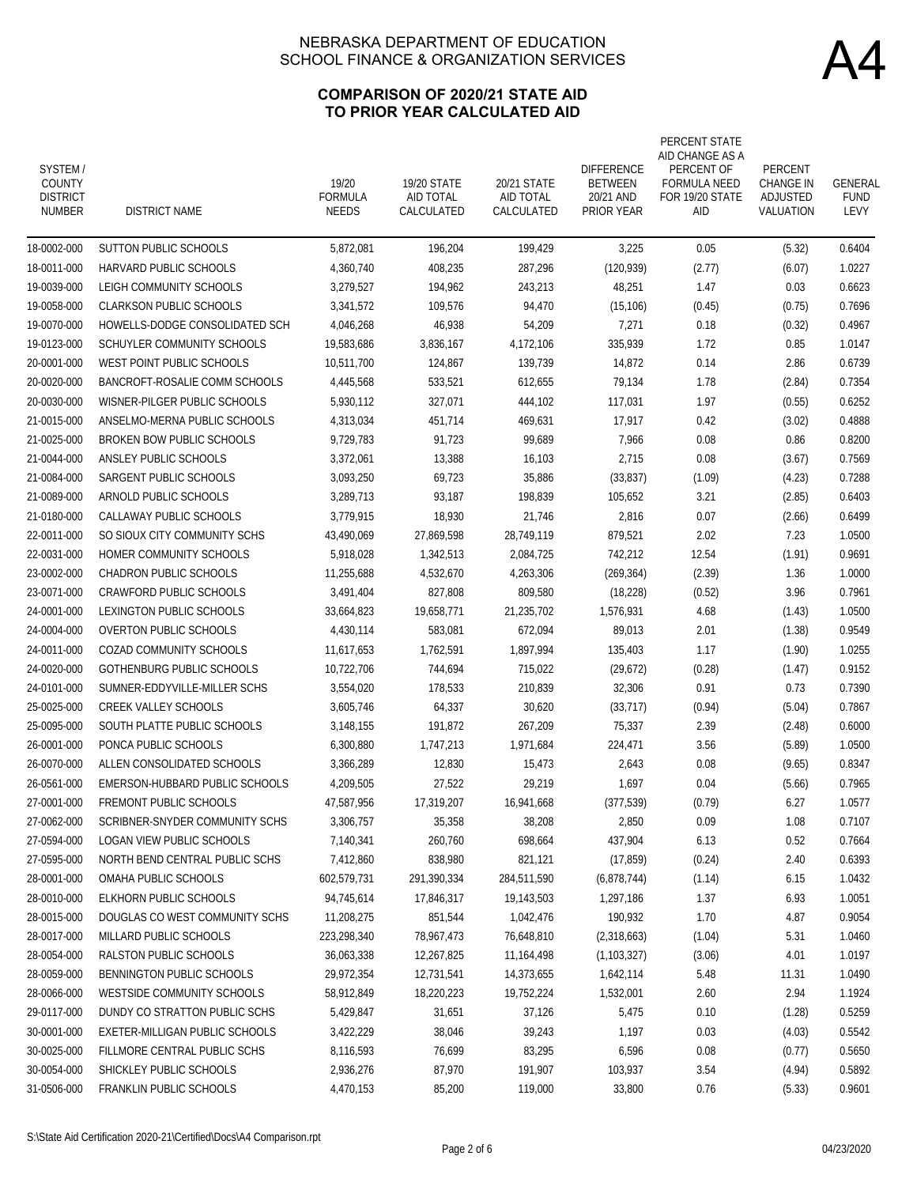# NEBRASKA DEPARTMENT OF EDUCATION
# SCHOOL FINANCE & ORGANIZATION SERVICES

A4

## COMPARISON OF 2020/21 STATE AID TO PRIOR YEAR CALCULATED AID

| SYSTEM / COUNTY DISTRICT NUMBER | DISTRICT NAME | 19/20 FORMULA NEEDS | 19/20 STATE AID TOTAL CALCULATED | 20/21 STATE AID TOTAL CALCULATED | DIFFERENCE BETWEEN 20/21 AND PRIOR YEAR | PERCENT STATE AID CHANGE AS A PERCENT OF FORMULA NEED FOR 19/20 STATE AID | PERCENT CHANGE IN ADJUSTED VALUATION | GENERAL FUND LEVY |
|---|---|---|---|---|---|---|---|---|
| 18-0002-000 | SUTTON PUBLIC SCHOOLS | 5,872,081 | 196,204 | 199,429 | 3,225 | 0.05 | (5.32) | 0.6404 |
| 18-0011-000 | HARVARD PUBLIC SCHOOLS | 4,360,740 | 408,235 | 287,296 | (120,939) | (2.77) | (6.07) | 1.0227 |
| 19-0039-000 | LEIGH COMMUNITY SCHOOLS | 3,279,527 | 194,962 | 243,213 | 48,251 | 1.47 | 0.03 | 0.6623 |
| 19-0058-000 | CLARKSON PUBLIC SCHOOLS | 3,341,572 | 109,576 | 94,470 | (15,106) | (0.45) | (0.75) | 0.7696 |
| 19-0070-000 | HOWELLS-DODGE CONSOLIDATED SCH | 4,046,268 | 46,938 | 54,209 | 7,271 | 0.18 | (0.32) | 0.4967 |
| 19-0123-000 | SCHUYLER COMMUNITY SCHOOLS | 19,583,686 | 3,836,167 | 4,172,106 | 335,939 | 1.72 | 0.85 | 1.0147 |
| 20-0001-000 | WEST POINT PUBLIC SCHOOLS | 10,511,700 | 124,867 | 139,739 | 14,872 | 0.14 | 2.86 | 0.6739 |
| 20-0020-000 | BANCROFT-ROSALIE COMM SCHOOLS | 4,445,568 | 533,521 | 612,655 | 79,134 | 1.78 | (2.84) | 0.7354 |
| 20-0030-000 | WISNER-PILGER PUBLIC SCHOOLS | 5,930,112 | 327,071 | 444,102 | 117,031 | 1.97 | (0.55) | 0.6252 |
| 21-0015-000 | ANSELMO-MERNA PUBLIC SCHOOLS | 4,313,034 | 451,714 | 469,631 | 17,917 | 0.42 | (3.02) | 0.4888 |
| 21-0025-000 | BROKEN BOW PUBLIC SCHOOLS | 9,729,783 | 91,723 | 99,689 | 7,966 | 0.08 | 0.86 | 0.8200 |
| 21-0044-000 | ANSLEY PUBLIC SCHOOLS | 3,372,061 | 13,388 | 16,103 | 2,715 | 0.08 | (3.67) | 0.7569 |
| 21-0084-000 | SARGENT PUBLIC SCHOOLS | 3,093,250 | 69,723 | 35,886 | (33,837) | (1.09) | (4.23) | 0.7288 |
| 21-0089-000 | ARNOLD PUBLIC SCHOOLS | 3,289,713 | 93,187 | 198,839 | 105,652 | 3.21 | (2.85) | 0.6403 |
| 21-0180-000 | CALLAWAY PUBLIC SCHOOLS | 3,779,915 | 18,930 | 21,746 | 2,816 | 0.07 | (2.66) | 0.6499 |
| 22-0011-000 | SO SIOUX CITY COMMUNITY SCHS | 43,490,069 | 27,869,598 | 28,749,119 | 879,521 | 2.02 | 7.23 | 1.0500 |
| 22-0031-000 | HOMER COMMUNITY SCHOOLS | 5,918,028 | 1,342,513 | 2,084,725 | 742,212 | 12.54 | (1.91) | 0.9691 |
| 23-0002-000 | CHADRON PUBLIC SCHOOLS | 11,255,688 | 4,532,670 | 4,263,306 | (269,364) | (2.39) | 1.36 | 1.0000 |
| 23-0071-000 | CRAWFORD PUBLIC SCHOOLS | 3,491,404 | 827,808 | 809,580 | (18,228) | (0.52) | 3.96 | 0.7961 |
| 24-0001-000 | LEXINGTON PUBLIC SCHOOLS | 33,664,823 | 19,658,771 | 21,235,702 | 1,576,931 | 4.68 | (1.43) | 1.0500 |
| 24-0004-000 | OVERTON PUBLIC SCHOOLS | 4,430,114 | 583,081 | 672,094 | 89,013 | 2.01 | (1.38) | 0.9549 |
| 24-0011-000 | COZAD COMMUNITY SCHOOLS | 11,617,653 | 1,762,591 | 1,897,994 | 135,403 | 1.17 | (1.90) | 1.0255 |
| 24-0020-000 | GOTHENBURG PUBLIC SCHOOLS | 10,722,706 | 744,694 | 715,022 | (29,672) | (0.28) | (1.47) | 0.9152 |
| 24-0101-000 | SUMNER-EDDYVILLE-MILLER SCHS | 3,554,020 | 178,533 | 210,839 | 32,306 | 0.91 | 0.73 | 0.7390 |
| 25-0025-000 | CREEK VALLEY SCHOOLS | 3,605,746 | 64,337 | 30,620 | (33,717) | (0.94) | (5.04) | 0.7867 |
| 25-0095-000 | SOUTH PLATTE PUBLIC SCHOOLS | 3,148,155 | 191,872 | 267,209 | 75,337 | 2.39 | (2.48) | 0.6000 |
| 26-0001-000 | PONCA PUBLIC SCHOOLS | 6,300,880 | 1,747,213 | 1,971,684 | 224,471 | 3.56 | (5.89) | 1.0500 |
| 26-0070-000 | ALLEN CONSOLIDATED SCHOOLS | 3,366,289 | 12,830 | 15,473 | 2,643 | 0.08 | (9.65) | 0.8347 |
| 26-0561-000 | EMERSON-HUBBARD PUBLIC SCHOOLS | 4,209,505 | 27,522 | 29,219 | 1,697 | 0.04 | (5.66) | 0.7965 |
| 27-0001-000 | FREMONT PUBLIC SCHOOLS | 47,587,956 | 17,319,207 | 16,941,668 | (377,539) | (0.79) | 6.27 | 1.0577 |
| 27-0062-000 | SCRIBNER-SNYDER COMMUNITY SCHS | 3,306,757 | 35,358 | 38,208 | 2,850 | 0.09 | 1.08 | 0.7107 |
| 27-0594-000 | LOGAN VIEW PUBLIC SCHOOLS | 7,140,341 | 260,760 | 698,664 | 437,904 | 6.13 | 0.52 | 0.7664 |
| 27-0595-000 | NORTH BEND CENTRAL PUBLIC SCHS | 7,412,860 | 838,980 | 821,121 | (17,859) | (0.24) | 2.40 | 0.6393 |
| 28-0001-000 | OMAHA PUBLIC SCHOOLS | 602,579,731 | 291,390,334 | 284,511,590 | (6,878,744) | (1.14) | 6.15 | 1.0432 |
| 28-0010-000 | ELKHORN PUBLIC SCHOOLS | 94,745,614 | 17,846,317 | 19,143,503 | 1,297,186 | 1.37 | 6.93 | 1.0051 |
| 28-0015-000 | DOUGLAS CO WEST COMMUNITY SCHS | 11,208,275 | 851,544 | 1,042,476 | 190,932 | 1.70 | 4.87 | 0.9054 |
| 28-0017-000 | MILLARD PUBLIC SCHOOLS | 223,298,340 | 78,967,473 | 76,648,810 | (2,318,663) | (1.04) | 5.31 | 1.0460 |
| 28-0054-000 | RALSTON PUBLIC SCHOOLS | 36,063,338 | 12,267,825 | 11,164,498 | (1,103,327) | (3.06) | 4.01 | 1.0197 |
| 28-0059-000 | BENNINGTON PUBLIC SCHOOLS | 29,972,354 | 12,731,541 | 14,373,655 | 1,642,114 | 5.48 | 11.31 | 1.0490 |
| 28-0066-000 | WESTSIDE COMMUNITY SCHOOLS | 58,912,849 | 18,220,223 | 19,752,224 | 1,532,001 | 2.60 | 2.94 | 1.1924 |
| 29-0117-000 | DUNDY CO STRATTON PUBLIC SCHS | 5,429,847 | 31,651 | 37,126 | 5,475 | 0.10 | (1.28) | 0.5259 |
| 30-0001-000 | EXETER-MILLIGAN PUBLIC SCHOOLS | 3,422,229 | 38,046 | 39,243 | 1,197 | 0.03 | (4.03) | 0.5542 |
| 30-0025-000 | FILLMORE CENTRAL PUBLIC SCHS | 8,116,593 | 76,699 | 83,295 | 6,596 | 0.08 | (0.77) | 0.5650 |
| 30-0054-000 | SHICKLEY PUBLIC SCHOOLS | 2,936,276 | 87,970 | 191,907 | 103,937 | 3.54 | (4.94) | 0.5892 |
| 31-0506-000 | FRANKLIN PUBLIC SCHOOLS | 4,470,153 | 85,200 | 119,000 | 33,800 | 0.76 | (5.33) | 0.9601 |

S:\State Aid Certification 2020-21\Certified\Docs\A4 Comparison.rpt

04/23/2020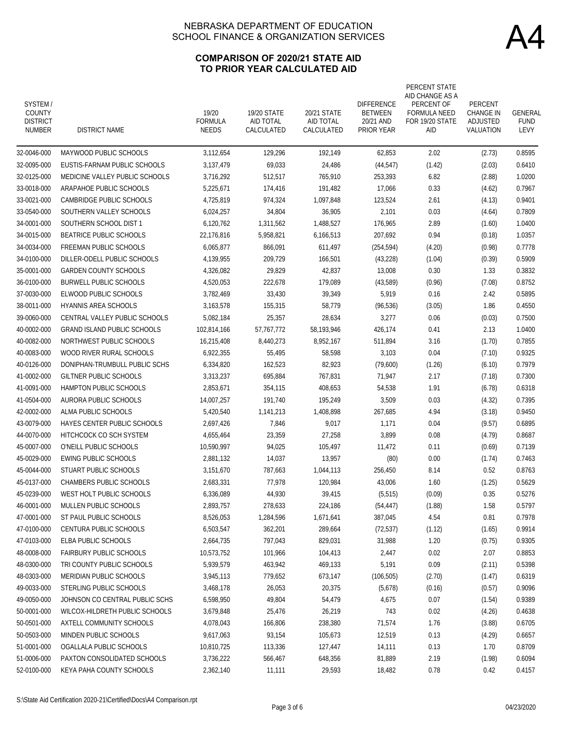# NEBRASKA DEPARTMENT OF EDUCATION
# SCHOOL FINANCE & ORGANIZATION SERVICES

A4

## COMPARISON OF 2020/21 STATE AID TO PRIOR YEAR CALCULATED AID

| SYSTEM / COUNTY DISTRICT NUMBER | DISTRICT NAME | 19/20 FORMULA NEEDS | 19/20 STATE AID TOTAL CALCULATED | 20/21 STATE AID TOTAL CALCULATED | DIFFERENCE BETWEEN 20/21 AND PRIOR YEAR | PERCENT STATE AID CHANGE AS A PERCENT OF FORMULA NEED FOR 19/20 STATE AID | PERCENT CHANGE IN ADJUSTED VALUATION | GENERAL FUND LEVY |
|---|---|---|---|---|---|---|---|---|
| 32-0046-000 | MAYWOOD PUBLIC SCHOOLS | 3,112,654 | 129,296 | 192,149 | 62,853 | 2.02 | (2.73) | 0.8595 |
| 32-0095-000 | EUSTIS-FARNAM PUBLIC SCHOOLS | 3,137,479 | 69,033 | 24,486 | (44,547) | (1.42) | (2.03) | 0.6410 |
| 32-0125-000 | MEDICINE VALLEY PUBLIC SCHOOLS | 3,716,292 | 512,517 | 765,910 | 253,393 | 6.82 | (2.88) | 1.0200 |
| 33-0018-000 | ARAPAHOE PUBLIC SCHOOLS | 5,225,671 | 174,416 | 191,482 | 17,066 | 0.33 | (4.62) | 0.7967 |
| 33-0021-000 | CAMBRIDGE PUBLIC SCHOOLS | 4,725,819 | 974,324 | 1,097,848 | 123,524 | 2.61 | (4.13) | 0.9401 |
| 33-0540-000 | SOUTHERN VALLEY SCHOOLS | 6,024,257 | 34,804 | 36,905 | 2,101 | 0.03 | (4.64) | 0.7809 |
| 34-0001-000 | SOUTHERN SCHOOL DIST 1 | 6,120,762 | 1,311,562 | 1,488,527 | 176,965 | 2.89 | (1.60) | 1.0400 |
| 34-0015-000 | BEATRICE PUBLIC SCHOOLS | 22,176,816 | 5,958,821 | 6,166,513 | 207,692 | 0.94 | (0.18) | 1.0357 |
| 34-0034-000 | FREEMAN PUBLIC SCHOOLS | 6,065,877 | 866,091 | 611,497 | (254,594) | (4.20) | (0.98) | 0.7778 |
| 34-0100-000 | DILLER-ODELL PUBLIC SCHOOLS | 4,139,955 | 209,729 | 166,501 | (43,228) | (1.04) | (0.39) | 0.5909 |
| 35-0001-000 | GARDEN COUNTY SCHOOLS | 4,326,082 | 29,829 | 42,837 | 13,008 | 0.30 | 1.33 | 0.3832 |
| 36-0100-000 | BURWELL PUBLIC SCHOOLS | 4,520,053 | 222,678 | 179,089 | (43,589) | (0.96) | (7.08) | 0.8752 |
| 37-0030-000 | ELWOOD PUBLIC SCHOOLS | 3,782,469 | 33,430 | 39,349 | 5,919 | 0.16 | 2.42 | 0.5895 |
| 38-0011-000 | HYANNIS AREA SCHOOLS | 3,163,578 | 155,315 | 58,779 | (96,536) | (3.05) | 1.86 | 0.4550 |
| 39-0060-000 | CENTRAL VALLEY PUBLIC SCHOOLS | 5,082,184 | 25,357 | 28,634 | 3,277 | 0.06 | (0.03) | 0.7500 |
| 40-0002-000 | GRAND ISLAND PUBLIC SCHOOLS | 102,814,166 | 57,767,772 | 58,193,946 | 426,174 | 0.41 | 2.13 | 1.0400 |
| 40-0082-000 | NORTHWEST PUBLIC SCHOOLS | 16,215,408 | 8,440,273 | 8,952,167 | 511,894 | 3.16 | (1.70) | 0.7855 |
| 40-0083-000 | WOOD RIVER RURAL SCHOOLS | 6,922,355 | 55,495 | 58,598 | 3,103 | 0.04 | (7.10) | 0.9325 |
| 40-0126-000 | DONIPHAN-TRUMBULL PUBLIC SCHS | 6,334,820 | 162,523 | 82,923 | (79,600) | (1.26) | (6.10) | 0.7979 |
| 41-0002-000 | GILTNER PUBLIC SCHOOLS | 3,313,237 | 695,884 | 767,831 | 71,947 | 2.17 | (7.18) | 0.7300 |
| 41-0091-000 | HAMPTON PUBLIC SCHOOLS | 2,853,671 | 354,115 | 408,653 | 54,538 | 1.91 | (6.78) | 0.6318 |
| 41-0504-000 | AURORA PUBLIC SCHOOLS | 14,007,257 | 191,740 | 195,249 | 3,509 | 0.03 | (4.32) | 0.7395 |
| 42-0002-000 | ALMA PUBLIC SCHOOLS | 5,420,540 | 1,141,213 | 1,408,898 | 267,685 | 4.94 | (3.18) | 0.9450 |
| 43-0079-000 | HAYES CENTER PUBLIC SCHOOLS | 2,697,426 | 7,846 | 9,017 | 1,171 | 0.04 | (9.57) | 0.6895 |
| 44-0070-000 | HITCHCOCK CO SCH SYSTEM | 4,655,464 | 23,359 | 27,258 | 3,899 | 0.08 | (4.79) | 0.8687 |
| 45-0007-000 | O'NEILL PUBLIC SCHOOLS | 10,590,997 | 94,025 | 105,497 | 11,472 | 0.11 | (0.69) | 0.7139 |
| 45-0029-000 | EWING PUBLIC SCHOOLS | 2,881,132 | 14,037 | 13,957 | (80) | 0.00 | (1.74) | 0.7463 |
| 45-0044-000 | STUART PUBLIC SCHOOLS | 3,151,670 | 787,663 | 1,044,113 | 256,450 | 8.14 | 0.52 | 0.8763 |
| 45-0137-000 | CHAMBERS PUBLIC SCHOOLS | 2,683,331 | 77,978 | 120,984 | 43,006 | 1.60 | (1.25) | 0.5629 |
| 45-0239-000 | WEST HOLT PUBLIC SCHOOLS | 6,336,089 | 44,930 | 39,415 | (5,515) | (0.09) | 0.35 | 0.5276 |
| 46-0001-000 | MULLEN PUBLIC SCHOOLS | 2,893,757 | 278,633 | 224,186 | (54,447) | (1.88) | 1.58 | 0.5797 |
| 47-0001-000 | ST PAUL PUBLIC SCHOOLS | 8,526,053 | 1,284,596 | 1,671,641 | 387,045 | 4.54 | 0.81 | 0.7978 |
| 47-0100-000 | CENTURA PUBLIC SCHOOLS | 6,503,547 | 362,201 | 289,664 | (72,537) | (1.12) | (1.65) | 0.9914 |
| 47-0103-000 | ELBA PUBLIC SCHOOLS | 2,664,735 | 797,043 | 829,031 | 31,988 | 1.20 | (0.75) | 0.9305 |
| 48-0008-000 | FAIRBURY PUBLIC SCHOOLS | 10,573,752 | 101,966 | 104,413 | 2,447 | 0.02 | 2.07 | 0.8853 |
| 48-0300-000 | TRI COUNTY PUBLIC SCHOOLS | 5,939,579 | 463,942 | 469,133 | 5,191 | 0.09 | (2.11) | 0.5398 |
| 48-0303-000 | MERIDIAN PUBLIC SCHOOLS | 3,945,113 | 779,652 | 673,147 | (106,505) | (2.70) | (1.47) | 0.6319 |
| 49-0033-000 | STERLING PUBLIC SCHOOLS | 3,468,178 | 26,053 | 20,375 | (5,678) | (0.16) | (0.57) | 0.9096 |
| 49-0050-000 | JOHNSON CO CENTRAL PUBLIC SCHS | 6,598,950 | 49,804 | 54,479 | 4,675 | 0.07 | (1.54) | 0.9389 |
| 50-0001-000 | WILCOX-HILDRETH PUBLIC SCHOOLS | 3,679,848 | 25,476 | 26,219 | 743 | 0.02 | (4.26) | 0.4638 |
| 50-0501-000 | AXTELL COMMUNITY SCHOOLS | 4,078,043 | 166,806 | 238,380 | 71,574 | 1.76 | (3.88) | 0.6705 |
| 50-0503-000 | MINDEN PUBLIC SCHOOLS | 9,617,063 | 93,154 | 105,673 | 12,519 | 0.13 | (4.29) | 0.6657 |
| 51-0001-000 | OGALLALA PUBLIC SCHOOLS | 10,810,725 | 113,336 | 127,447 | 14,111 | 0.13 | 1.70 | 0.8709 |
| 51-0006-000 | PAXTON CONSOLIDATED SCHOOLS | 3,736,222 | 566,467 | 648,356 | 81,889 | 2.19 | (1.98) | 0.6094 |
| 52-0100-000 | KEYA PAHA COUNTY SCHOOLS | 2,362,140 | 11,111 | 29,593 | 18,482 | 0.78 | 0.42 | 0.4157 |

S:\State Aid Certification 2020-21\Certified\Docs\A4 Comparison.rpt 04/23/2020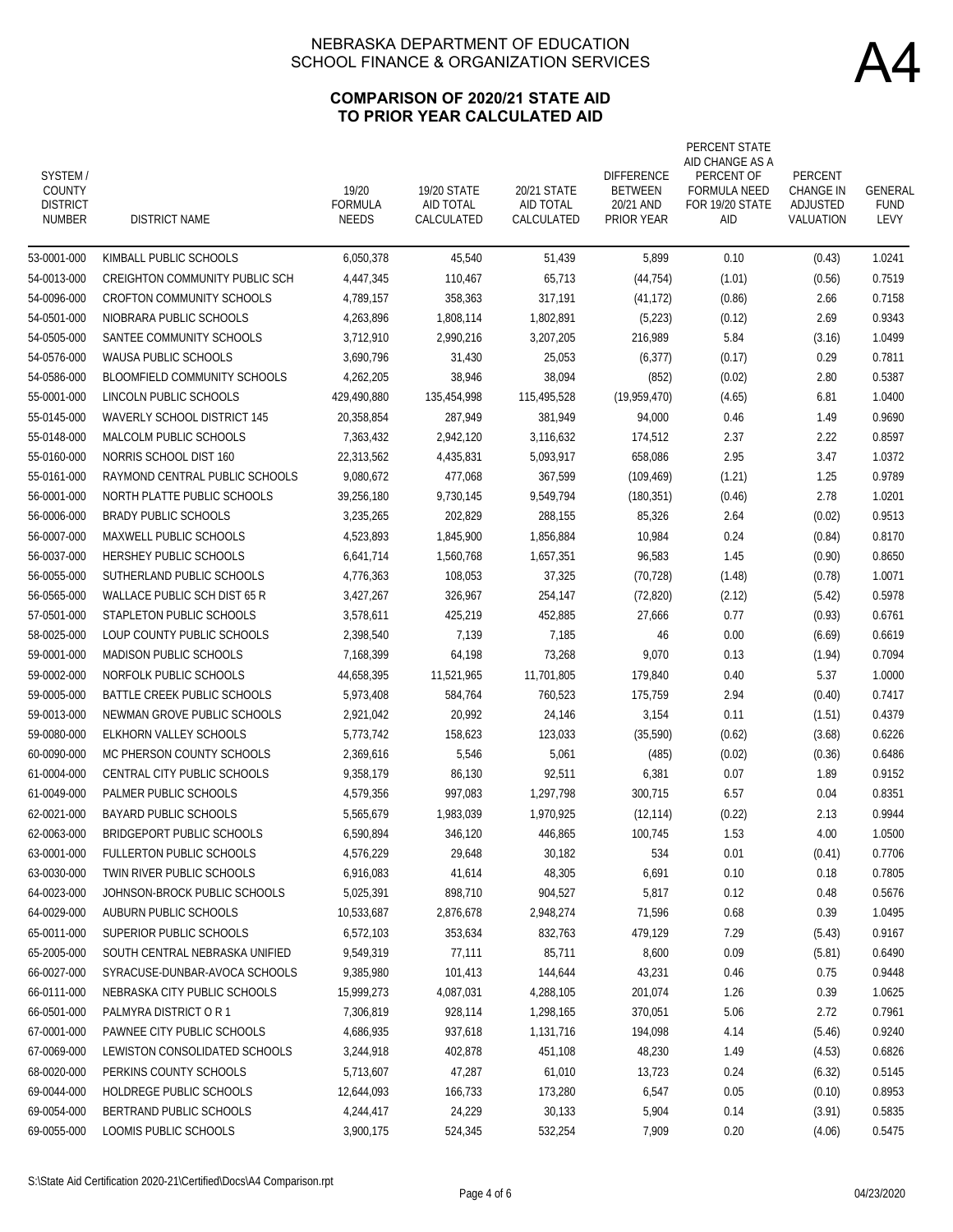# NEBRASKA DEPARTMENT OF EDUCATION
## SCHOOL FINANCE & ORGANIZATION SERVICES

A4

### COMPARISON OF 2020/21 STATE AID TO PRIOR YEAR CALCULATED AID

| SYSTEM / COUNTY DISTRICT NUMBER | DISTRICT NAME | 19/20 FORMULA NEEDS | 19/20 STATE AID TOTAL CALCULATED | 20/21 STATE AID TOTAL CALCULATED | DIFFERENCE BETWEEN 20/21 AND PRIOR YEAR | PERCENT STATE AID CHANGE AS A PERCENT OF FORMULA NEED FOR 19/20 STATE AID | PERCENT CHANGE IN ADJUSTED VALUATION | GENERAL FUND LEVY |
|---|---|---|---|---|---|---|---|---|
| 53-0001-000 | KIMBALL PUBLIC SCHOOLS | 6,050,378 | 45,540 | 51,439 | 5,899 | 0.10 | (0.43) | 1.0241 |
| 54-0013-000 | CREIGHTON COMMUNITY PUBLIC SCH | 4,447,345 | 110,467 | 65,713 | (44,754) | (1.01) | (0.56) | 0.7519 |
| 54-0096-000 | CROFTON COMMUNITY SCHOOLS | 4,789,157 | 358,363 | 317,191 | (41,172) | (0.86) | 2.66 | 0.7158 |
| 54-0501-000 | NIOBRARA PUBLIC SCHOOLS | 4,263,896 | 1,808,114 | 1,802,891 | (5,223) | (0.12) | 2.69 | 0.9343 |
| 54-0505-000 | SANTEE COMMUNITY SCHOOLS | 3,712,910 | 2,990,216 | 3,207,205 | 216,989 | 5.84 | (3.16) | 1.0499 |
| 54-0576-000 | WAUSA PUBLIC SCHOOLS | 3,690,796 | 31,430 | 25,053 | (6,377) | (0.17) | 0.29 | 0.7811 |
| 54-0586-000 | BLOOMFIELD COMMUNITY SCHOOLS | 4,262,205 | 38,946 | 38,094 | (852) | (0.02) | 2.80 | 0.5387 |
| 55-0001-000 | LINCOLN PUBLIC SCHOOLS | 429,490,880 | 135,454,998 | 115,495,528 | (19,959,470) | (4.65) | 6.81 | 1.0400 |
| 55-0145-000 | WAVERLY SCHOOL DISTRICT 145 | 20,358,854 | 287,949 | 381,949 | 94,000 | 0.46 | 1.49 | 0.9690 |
| 55-0148-000 | MALCOLM PUBLIC SCHOOLS | 7,363,432 | 2,942,120 | 3,116,632 | 174,512 | 2.37 | 2.22 | 0.8597 |
| 55-0160-000 | NORRIS SCHOOL DIST 160 | 22,313,562 | 4,435,831 | 5,093,917 | 658,086 | 2.95 | 3.47 | 1.0372 |
| 55-0161-000 | RAYMOND CENTRAL PUBLIC SCHOOLS | 9,080,672 | 477,068 | 367,599 | (109,469) | (1.21) | 1.25 | 0.9789 |
| 56-0001-000 | NORTH PLATTE PUBLIC SCHOOLS | 39,256,180 | 9,730,145 | 9,549,794 | (180,351) | (0.46) | 2.78 | 1.0201 |
| 56-0006-000 | BRADY PUBLIC SCHOOLS | 3,235,265 | 202,829 | 288,155 | 85,326 | 2.64 | (0.02) | 0.9513 |
| 56-0007-000 | MAXWELL PUBLIC SCHOOLS | 4,523,893 | 1,845,900 | 1,856,884 | 10,984 | 0.24 | (0.84) | 0.8170 |
| 56-0037-000 | HERSHEY PUBLIC SCHOOLS | 6,641,714 | 1,560,768 | 1,657,351 | 96,583 | 1.45 | (0.90) | 0.8650 |
| 56-0055-000 | SUTHERLAND PUBLIC SCHOOLS | 4,776,363 | 108,053 | 37,325 | (70,728) | (1.48) | (0.78) | 1.0071 |
| 56-0565-000 | WALLACE PUBLIC SCH DIST 65 R | 3,427,267 | 326,967 | 254,147 | (72,820) | (2.12) | (5.42) | 0.5978 |
| 57-0501-000 | STAPLETON PUBLIC SCHOOLS | 3,578,611 | 425,219 | 452,885 | 27,666 | 0.77 | (0.93) | 0.6761 |
| 58-0025-000 | LOUP COUNTY PUBLIC SCHOOLS | 2,398,540 | 7,139 | 7,185 | 46 | 0.00 | (6.69) | 0.6619 |
| 59-0001-000 | MADISON PUBLIC SCHOOLS | 7,168,399 | 64,198 | 73,268 | 9,070 | 0.13 | (1.94) | 0.7094 |
| 59-0002-000 | NORFOLK PUBLIC SCHOOLS | 44,658,395 | 11,521,965 | 11,701,805 | 179,840 | 0.40 | 5.37 | 1.0000 |
| 59-0005-000 | BATTLE CREEK PUBLIC SCHOOLS | 5,973,408 | 584,764 | 760,523 | 175,759 | 2.94 | (0.40) | 0.7417 |
| 59-0013-000 | NEWMAN GROVE PUBLIC SCHOOLS | 2,921,042 | 20,992 | 24,146 | 3,154 | 0.11 | (1.51) | 0.4379 |
| 59-0080-000 | ELKHORN VALLEY SCHOOLS | 5,773,742 | 158,623 | 123,033 | (35,590) | (0.62) | (3.68) | 0.6226 |
| 60-0090-000 | MC PHERSON COUNTY SCHOOLS | 2,369,616 | 5,546 | 5,061 | (485) | (0.02) | (0.36) | 0.6486 |
| 61-0004-000 | CENTRAL CITY PUBLIC SCHOOLS | 9,358,179 | 86,130 | 92,511 | 6,381 | 0.07 | 1.89 | 0.9152 |
| 61-0049-000 | PALMER PUBLIC SCHOOLS | 4,579,356 | 997,083 | 1,297,798 | 300,715 | 6.57 | 0.04 | 0.8351 |
| 62-0021-000 | BAYARD PUBLIC SCHOOLS | 5,565,679 | 1,983,039 | 1,970,925 | (12,114) | (0.22) | 2.13 | 0.9944 |
| 62-0063-000 | BRIDGEPORT PUBLIC SCHOOLS | 6,590,894 | 346,120 | 446,865 | 100,745 | 1.53 | 4.00 | 1.0500 |
| 63-0001-000 | FULLERTON PUBLIC SCHOOLS | 4,576,229 | 29,648 | 30,182 | 534 | 0.01 | (0.41) | 0.7706 |
| 63-0030-000 | TWIN RIVER PUBLIC SCHOOLS | 6,916,083 | 41,614 | 48,305 | 6,691 | 0.10 | 0.18 | 0.7805 |
| 64-0023-000 | JOHNSON-BROCK PUBLIC SCHOOLS | 5,025,391 | 898,710 | 904,527 | 5,817 | 0.12 | 0.48 | 0.5676 |
| 64-0029-000 | AUBURN PUBLIC SCHOOLS | 10,533,687 | 2,876,678 | 2,948,274 | 71,596 | 0.68 | 0.39 | 1.0495 |
| 65-0011-000 | SUPERIOR PUBLIC SCHOOLS | 6,572,103 | 353,634 | 832,763 | 479,129 | 7.29 | (5.43) | 0.9167 |
| 65-2005-000 | SOUTH CENTRAL NEBRASKA UNIFIED | 9,549,319 | 77,111 | 85,711 | 8,600 | 0.09 | (5.81) | 0.6490 |
| 66-0027-000 | SYRACUSE-DUNBAR-AVOCA SCHOOLS | 9,385,980 | 101,413 | 144,644 | 43,231 | 0.46 | 0.75 | 0.9448 |
| 66-0111-000 | NEBRASKA CITY PUBLIC SCHOOLS | 15,999,273 | 4,087,031 | 4,288,105 | 201,074 | 1.26 | 0.39 | 1.0625 |
| 66-0501-000 | PALMYRA DISTRICT O R 1 | 7,306,819 | 928,114 | 1,298,165 | 370,051 | 5.06 | 2.72 | 0.7961 |
| 67-0001-000 | PAWNEE CITY PUBLIC SCHOOLS | 4,686,935 | 937,618 | 1,131,716 | 194,098 | 4.14 | (5.46) | 0.9240 |
| 67-0069-000 | LEWISTON CONSOLIDATED SCHOOLS | 3,244,918 | 402,878 | 451,108 | 48,230 | 1.49 | (4.53) | 0.6826 |
| 68-0020-000 | PERKINS COUNTY SCHOOLS | 5,713,607 | 47,287 | 61,010 | 13,723 | 0.24 | (6.32) | 0.5145 |
| 69-0044-000 | HOLDREGE PUBLIC SCHOOLS | 12,644,093 | 166,733 | 173,280 | 6,547 | 0.05 | (0.10) | 0.8953 |
| 69-0054-000 | BERTRAND PUBLIC SCHOOLS | 4,244,417 | 24,229 | 30,133 | 5,904 | 0.14 | (3.91) | 0.5835 |
| 69-0055-000 | LOOMIS PUBLIC SCHOOLS | 3,900,175 | 524,345 | 532,254 | 7,909 | 0.20 | (4.06) | 0.5475 |

S:\State Aid Certification 2020-21\Certified\Docs\A4 Comparison.rpt

04/23/2020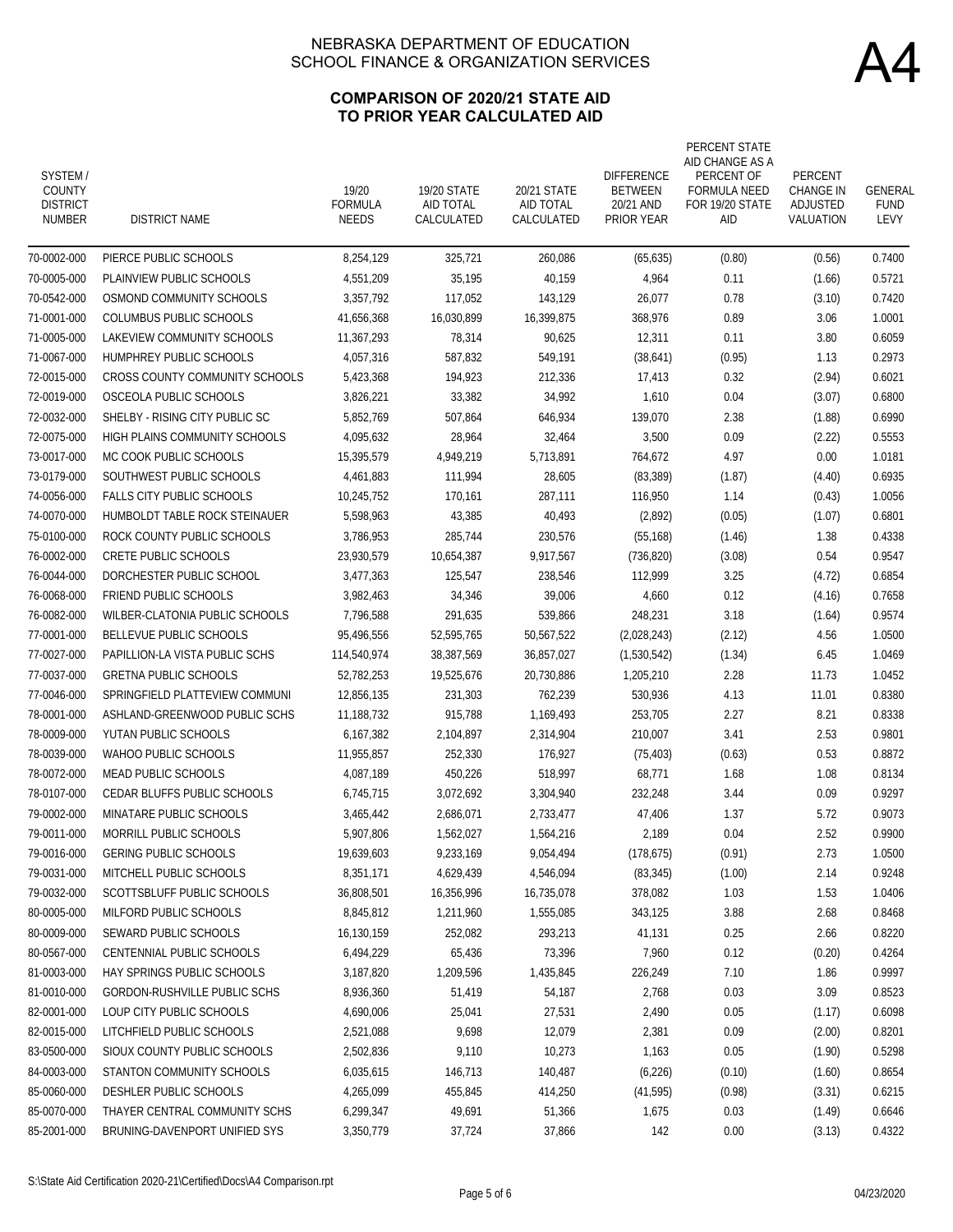# NEBRASKA DEPARTMENT OF EDUCATION
# SCHOOL FINANCE & ORGANIZATION SERVICES

A4

## COMPARISON OF 2020/21 STATE AID TO PRIOR YEAR CALCULATED AID

| SYSTEM / COUNTY DISTRICT NUMBER | DISTRICT NAME | 19/20 FORMULA NEEDS | 19/20 STATE AID TOTAL CALCULATED | 20/21 STATE AID TOTAL CALCULATED | DIFFERENCE BETWEEN 20/21 AND PRIOR YEAR | PERCENT STATE AID CHANGE AS A PERCENT OF FORMULA NEED FOR 19/20 STATE AID | PERCENT CHANGE IN ADJUSTED VALUATION | GENERAL FUND LEVY |
|---|---|---|---|---|---|---|---|---|
| 70-0002-000 | PIERCE PUBLIC SCHOOLS | 8,254,129 | 325,721 | 260,086 | (65,635) | (0.80) | (0.56) | 0.7400 |
| 70-0005-000 | PLAINVIEW PUBLIC SCHOOLS | 4,551,209 | 35,195 | 40,159 | 4,964 | 0.11 | (1.66) | 0.5721 |
| 70-0542-000 | OSMOND COMMUNITY SCHOOLS | 3,357,792 | 117,052 | 143,129 | 26,077 | 0.78 | (3.10) | 0.7420 |
| 71-0001-000 | COLUMBUS PUBLIC SCHOOLS | 41,656,368 | 16,030,899 | 16,399,875 | 368,976 | 0.89 | 3.06 | 1.0001 |
| 71-0005-000 | LAKEVIEW COMMUNITY SCHOOLS | 11,367,293 | 78,314 | 90,625 | 12,311 | 0.11 | 3.80 | 0.6059 |
| 71-0067-000 | HUMPHREY PUBLIC SCHOOLS | 4,057,316 | 587,832 | 549,191 | (38,641) | (0.95) | 1.13 | 0.2973 |
| 72-0015-000 | CROSS COUNTY COMMUNITY SCHOOLS | 5,423,368 | 194,923 | 212,336 | 17,413 | 0.32 | (2.94) | 0.6021 |
| 72-0019-000 | OSCEOLA PUBLIC SCHOOLS | 3,826,221 | 33,382 | 34,992 | 1,610 | 0.04 | (3.07) | 0.6800 |
| 72-0032-000 | SHELBY - RISING CITY PUBLIC SC | 5,852,769 | 507,864 | 646,934 | 139,070 | 2.38 | (1.88) | 0.6990 |
| 72-0075-000 | HIGH PLAINS COMMUNITY SCHOOLS | 4,095,632 | 28,964 | 32,464 | 3,500 | 0.09 | (2.22) | 0.5553 |
| 73-0017-000 | MC COOK PUBLIC SCHOOLS | 15,395,579 | 4,949,219 | 5,713,891 | 764,672 | 4.97 | 0.00 | 1.0181 |
| 73-0179-000 | SOUTHWEST PUBLIC SCHOOLS | 4,461,883 | 111,994 | 28,605 | (83,389) | (1.87) | (4.40) | 0.6935 |
| 74-0056-000 | FALLS CITY PUBLIC SCHOOLS | 10,245,752 | 170,161 | 287,111 | 116,950 | 1.14 | (0.43) | 1.0056 |
| 74-0070-000 | HUMBOLDT TABLE ROCK STEINAUER | 5,598,963 | 43,385 | 40,493 | (2,892) | (0.05) | (1.07) | 0.6801 |
| 75-0100-000 | ROCK COUNTY PUBLIC SCHOOLS | 3,786,953 | 285,744 | 230,576 | (55,168) | (1.46) | 1.38 | 0.4338 |
| 76-0002-000 | CRETE PUBLIC SCHOOLS | 23,930,579 | 10,654,387 | 9,917,567 | (736,820) | (3.08) | 0.54 | 0.9547 |
| 76-0044-000 | DORCHESTER PUBLIC SCHOOL | 3,477,363 | 125,547 | 238,546 | 112,999 | 3.25 | (4.72) | 0.6854 |
| 76-0068-000 | FRIEND PUBLIC SCHOOLS | 3,982,463 | 34,346 | 39,006 | 4,660 | 0.12 | (4.16) | 0.7658 |
| 76-0082-000 | WILBER-CLATONIA PUBLIC SCHOOLS | 7,796,588 | 291,635 | 539,866 | 248,231 | 3.18 | (1.64) | 0.9574 |
| 77-0001-000 | BELLEVUE PUBLIC SCHOOLS | 95,496,556 | 52,595,765 | 50,567,522 | (2,028,243) | (2.12) | 4.56 | 1.0500 |
| 77-0027-000 | PAPILLION-LA VISTA PUBLIC SCHS | 114,540,974 | 38,387,569 | 36,857,027 | (1,530,542) | (1.34) | 6.45 | 1.0469 |
| 77-0037-000 | GRETNA PUBLIC SCHOOLS | 52,782,253 | 19,525,676 | 20,730,886 | 1,205,210 | 2.28 | 11.73 | 1.0452 |
| 77-0046-000 | SPRINGFIELD PLATTEVIEW COMMUNI | 12,856,135 | 231,303 | 762,239 | 530,936 | 4.13 | 11.01 | 0.8380 |
| 78-0001-000 | ASHLAND-GREENWOOD PUBLIC SCHS | 11,188,732 | 915,788 | 1,169,493 | 253,705 | 2.27 | 8.21 | 0.8338 |
| 78-0009-000 | YUTAN PUBLIC SCHOOLS | 6,167,382 | 2,104,897 | 2,314,904 | 210,007 | 3.41 | 2.53 | 0.9801 |
| 78-0039-000 | WAHOO PUBLIC SCHOOLS | 11,955,857 | 252,330 | 176,927 | (75,403) | (0.63) | 0.53 | 0.8872 |
| 78-0072-000 | MEAD PUBLIC SCHOOLS | 4,087,189 | 450,226 | 518,997 | 68,771 | 1.68 | 1.08 | 0.8134 |
| 78-0107-000 | CEDAR BLUFFS PUBLIC SCHOOLS | 6,745,715 | 3,072,692 | 3,304,940 | 232,248 | 3.44 | 0.09 | 0.9297 |
| 79-0002-000 | MINATARE PUBLIC SCHOOLS | 3,465,442 | 2,686,071 | 2,733,477 | 47,406 | 1.37 | 5.72 | 0.9073 |
| 79-0011-000 | MORRILL PUBLIC SCHOOLS | 5,907,806 | 1,562,027 | 1,564,216 | 2,189 | 0.04 | 2.52 | 0.9900 |
| 79-0016-000 | GERING PUBLIC SCHOOLS | 19,639,603 | 9,233,169 | 9,054,494 | (178,675) | (0.91) | 2.73 | 1.0500 |
| 79-0031-000 | MITCHELL PUBLIC SCHOOLS | 8,351,171 | 4,629,439 | 4,546,094 | (83,345) | (1.00) | 2.14 | 0.9248 |
| 79-0032-000 | SCOTTSBLUFF PUBLIC SCHOOLS | 36,808,501 | 16,356,996 | 16,735,078 | 378,082 | 1.03 | 1.53 | 1.0406 |
| 80-0005-000 | MILFORD PUBLIC SCHOOLS | 8,845,812 | 1,211,960 | 1,555,085 | 343,125 | 3.88 | 2.68 | 0.8468 |
| 80-0009-000 | SEWARD PUBLIC SCHOOLS | 16,130,159 | 252,082 | 293,213 | 41,131 | 0.25 | 2.66 | 0.8220 |
| 80-0567-000 | CENTENNIAL PUBLIC SCHOOLS | 6,494,229 | 65,436 | 73,396 | 7,960 | 0.12 | (0.20) | 0.4264 |
| 81-0003-000 | HAY SPRINGS PUBLIC SCHOOLS | 3,187,820 | 1,209,596 | 1,435,845 | 226,249 | 7.10 | 1.86 | 0.9997 |
| 81-0010-000 | GORDON-RUSHVILLE PUBLIC SCHS | 8,936,360 | 51,419 | 54,187 | 2,768 | 0.03 | 3.09 | 0.8523 |
| 82-0001-000 | LOUP CITY PUBLIC SCHOOLS | 4,690,006 | 25,041 | 27,531 | 2,490 | 0.05 | (1.17) | 0.6098 |
| 82-0015-000 | LITCHFIELD PUBLIC SCHOOLS | 2,521,088 | 9,698 | 12,079 | 2,381 | 0.09 | (2.00) | 0.8201 |
| 83-0500-000 | SIOUX COUNTY PUBLIC SCHOOLS | 2,502,836 | 9,110 | 10,273 | 1,163 | 0.05 | (1.90) | 0.5298 |
| 84-0003-000 | STANTON COMMUNITY SCHOOLS | 6,035,615 | 146,713 | 140,487 | (6,226) | (0.10) | (1.60) | 0.8654 |
| 85-0060-000 | DESHLER PUBLIC SCHOOLS | 4,265,099 | 455,845 | 414,250 | (41,595) | (0.98) | (3.31) | 0.6215 |
| 85-0070-000 | THAYER CENTRAL COMMUNITY SCHS | 6,299,347 | 49,691 | 51,366 | 1,675 | 0.03 | (1.49) | 0.6646 |
| 85-2001-000 | BRUNING-DAVENPORT UNIFIED SYS | 3,350,779 | 37,724 | 37,866 | 142 | 0.00 | (3.13) | 0.4322 |

S:\State Aid Certification 2020-21\Certified\Docs\A4 Comparison.rpt

04/23/2020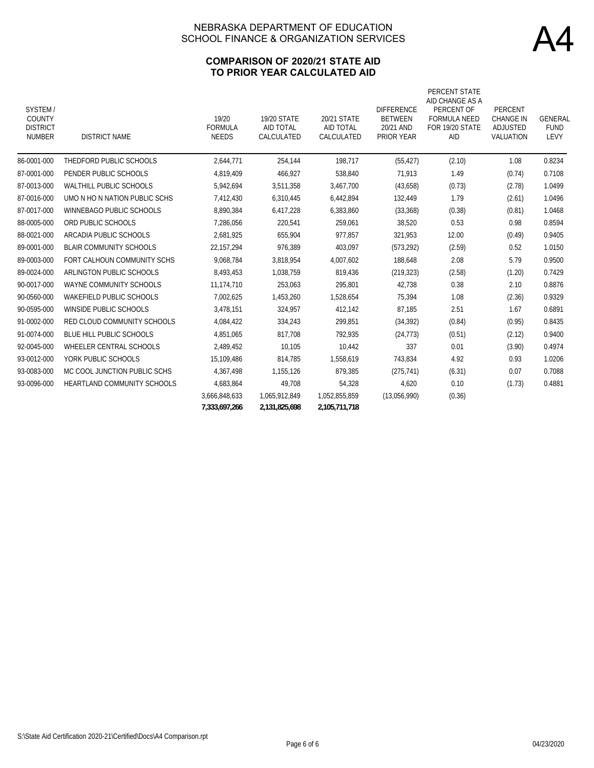NEBRASKA DEPARTMENT OF EDUCATION
SCHOOL FINANCE & ORGANIZATION SERVICES

A4

**COMPARISON OF 2020/21 STATE AID TO PRIOR YEAR CALCULATED AID**

| SYSTEM / COUNTY DISTRICT NUMBER | DISTRICT NAME | 19/20 FORMULA NEEDS | 19/20 STATE AID TOTAL CALCULATED | 20/21 STATE AID TOTAL CALCULATED | DIFFERENCE BETWEEN 20/21 AND PRIOR YEAR | PERCENT STATE AID CHANGE AS A PERCENT OF FORMULA NEED FOR 19/20 STATE AID | PERCENT CHANGE IN ADJUSTED VALUATION | GENERAL FUND LEVY |
|---|---|---|---|---|---|---|---|---|
| 86-0001-000 | THEDFORD PUBLIC SCHOOLS | 2,644,771 | 254,144 | 198,717 | (55,427) | (2.10) | 1.08 | 0.8234 |
| 87-0001-000 | PENDER PUBLIC SCHOOLS | 4,819,409 | 466,927 | 538,840 | 71,913 | 1.49 | (0.74) | 0.7108 |
| 87-0013-000 | WALTHILL PUBLIC SCHOOLS | 5,942,694 | 3,511,358 | 3,467,700 | (43,658) | (0.73) | (2.78) | 1.0499 |
| 87-0016-000 | UMO N HO N NATION PUBLIC SCHS | 7,412,430 | 6,310,445 | 6,442,894 | 132,449 | 1.79 | (2.61) | 1.0496 |
| 87-0017-000 | WINNEBAGO PUBLIC SCHOOLS | 8,890,384 | 6,417,228 | 6,383,860 | (33,368) | (0.38) | (0.81) | 1.0468 |
| 88-0005-000 | ORD PUBLIC SCHOOLS | 7,286,056 | 220,541 | 259,061 | 38,520 | 0.53 | 0.98 | 0.8594 |
| 88-0021-000 | ARCADIA PUBLIC SCHOOLS | 2,681,925 | 655,904 | 977,857 | 321,953 | 12.00 | (0.49) | 0.9405 |
| 89-0001-000 | BLAIR COMMUNITY SCHOOLS | 22,157,294 | 976,389 | 403,097 | (573,292) | (2.59) | 0.52 | 1.0150 |
| 89-0003-000 | FORT CALHOUN COMMUNITY SCHS | 9,068,784 | 3,818,954 | 4,007,602 | 188,648 | 2.08 | 5.79 | 0.9500 |
| 89-0024-000 | ARLINGTON PUBLIC SCHOOLS | 8,493,453 | 1,038,759 | 819,436 | (219,323) | (2.58) | (1.20) | 0.7429 |
| 90-0017-000 | WAYNE COMMUNITY SCHOOLS | 11,174,710 | 253,063 | 295,801 | 42,738 | 0.38 | 2.10 | 0.8876 |
| 90-0560-000 | WAKEFIELD PUBLIC SCHOOLS | 7,002,625 | 1,453,260 | 1,528,654 | 75,394 | 1.08 | (2.36) | 0.9329 |
| 90-0595-000 | WINSIDE PUBLIC SCHOOLS | 3,478,151 | 324,957 | 412,142 | 87,185 | 2.51 | 1.67 | 0.6891 |
| 91-0002-000 | RED CLOUD COMMUNITY SCHOOLS | 4,084,422 | 334,243 | 299,851 | (34,392) | (0.84) | (0.95) | 0.8435 |
| 91-0074-000 | BLUE HILL PUBLIC SCHOOLS | 4,851,065 | 817,708 | 792,935 | (24,773) | (0.51) | (2.12) | 0.9400 |
| 92-0045-000 | WHEELER CENTRAL SCHOOLS | 2,489,452 | 10,105 | 10,442 | 337 | 0.01 | (3.90) | 0.4974 |
| 93-0012-000 | YORK PUBLIC SCHOOLS | 15,109,486 | 814,785 | 1,558,619 | 743,834 | 4.92 | 0.93 | 1.0206 |
| 93-0083-000 | MC COOL JUNCTION PUBLIC SCHS | 4,367,498 | 1,155,126 | 879,385 | (275,741) | (6.31) | 0.07 | 0.7088 |
| 93-0096-000 | HEARTLAND COMMUNITY SCHOOLS | 4,683,864 | 49,708 | 54,328 | 4,620 | 0.10 | (1.73) | 0.4881 |
| | | 3,666,848,633 | 1,065,912,849 | 1,052,855,859 | (13,056,990) | (0.36) | | |
| | | **7,333,697,266** | **2,131,825,698** | **2,105,711,718** | | | | |

S:\State Aid Certification 2020-21\Certified\Docs\A4 Comparison.rpt 04/23/2020